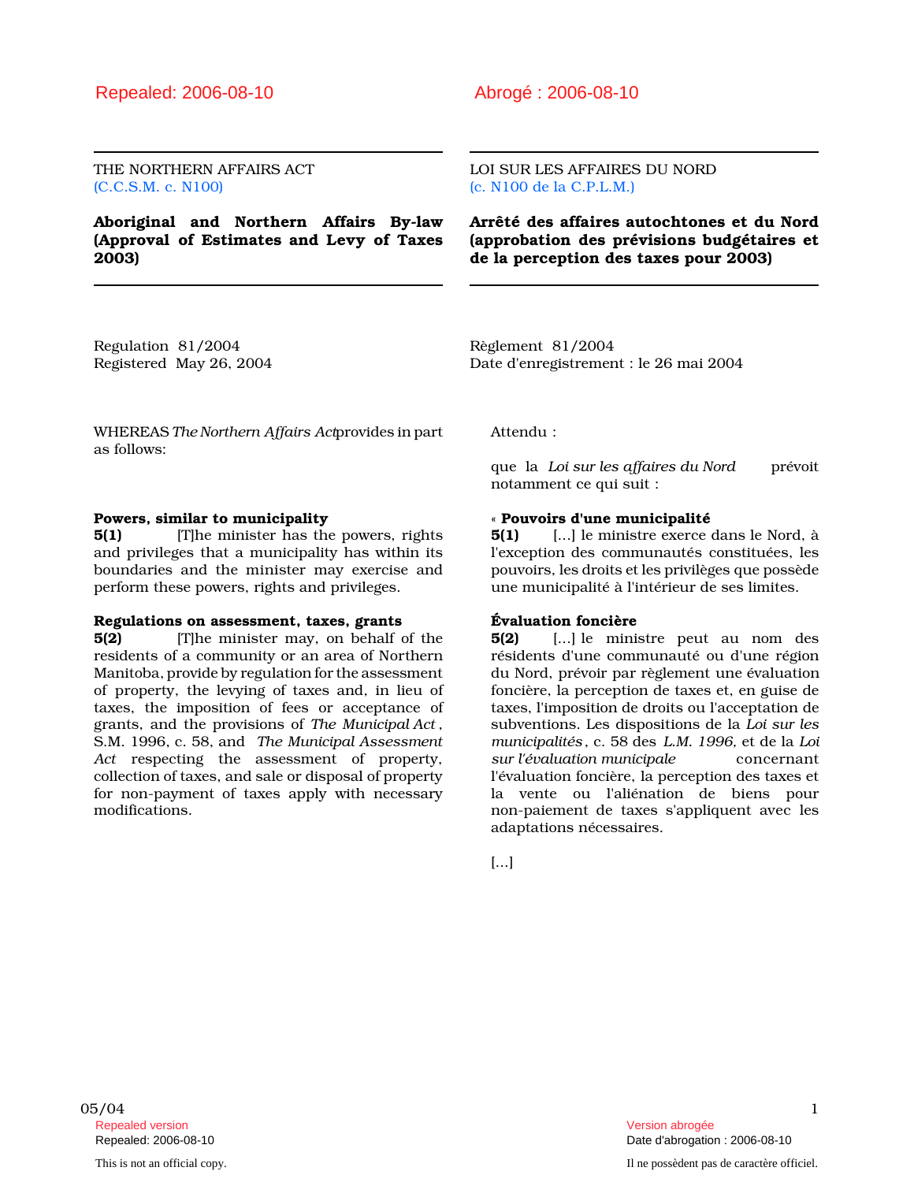Repealed: 2006-08-10

THE NORTHERN AFFAIRS ACT
(C.C.S.M. c. N100)

# Aboriginal and Northern Affairs By-law (Approval of Estimates and Levy of Taxes 2003)

Regulation 81/2004
Registered May 26, 2004

WHEREAS *The Northern Affairs Act* provides in part as follows:

**Powers, similar to municipality**
**5(1)** [T]he minister has the powers, rights and privileges that a municipality has within its boundaries and the minister may exercise and perform these powers, rights and privileges.

**Regulations on assessment, taxes, grants**
**5(2)** [T]he minister may, on behalf of the residents of a community or an area of Northern Manitoba, provide by regulation for the assessment of property, the levying of taxes and, in lieu of taxes, the imposition of fees or acceptance of grants, and the provisions of *The Municipal Act*, S.M. 1996, c. 58, and *The Municipal Assessment Act* respecting the assessment of property, collection of taxes, and sale or disposal of property for non-payment of taxes apply with necessary modifications.

---

Abrogé : 2006-08-10

LOI SUR LES AFFAIRES DU NORD
(c. N100 de la C.P.L.M.)

# Arrêté des affaires autochtones et du Nord (approbation des prévisions budgétaires et de la perception des taxes pour 2003)

Règlement 81/2004
Date d'enregistrement : le 26 mai 2004

Attendu :

que la *Loi sur les affaires du Nord* prévoit notamment ce qui suit :

« **Pouvoirs d'une municipalité**
**5(1)** [...] le ministre exerce dans le Nord, à l'exception des communautés constituées, les pouvoirs, les droits et les privilèges que possède une municipalité à l'intérieur de ses limites.

**Évaluation foncière**
**5(2)** [...] le ministre peut au nom des résidents d'une communauté ou d'une région du Nord, prévoir par règlement une évaluation foncière, la perception de taxes et, en guise de taxes, l'imposition de droits ou l'acceptation de subventions. Les dispositions de la *Loi sur les municipalités*, c. 58 des *L.M. 1996,* et de la *Loi sur l'évaluation municipale* concernant l'évaluation foncière, la perception des taxes et la vente ou l'aliénation de biens pour non-paiement de taxes s'appliquent avec les adaptations nécessaires.

[...]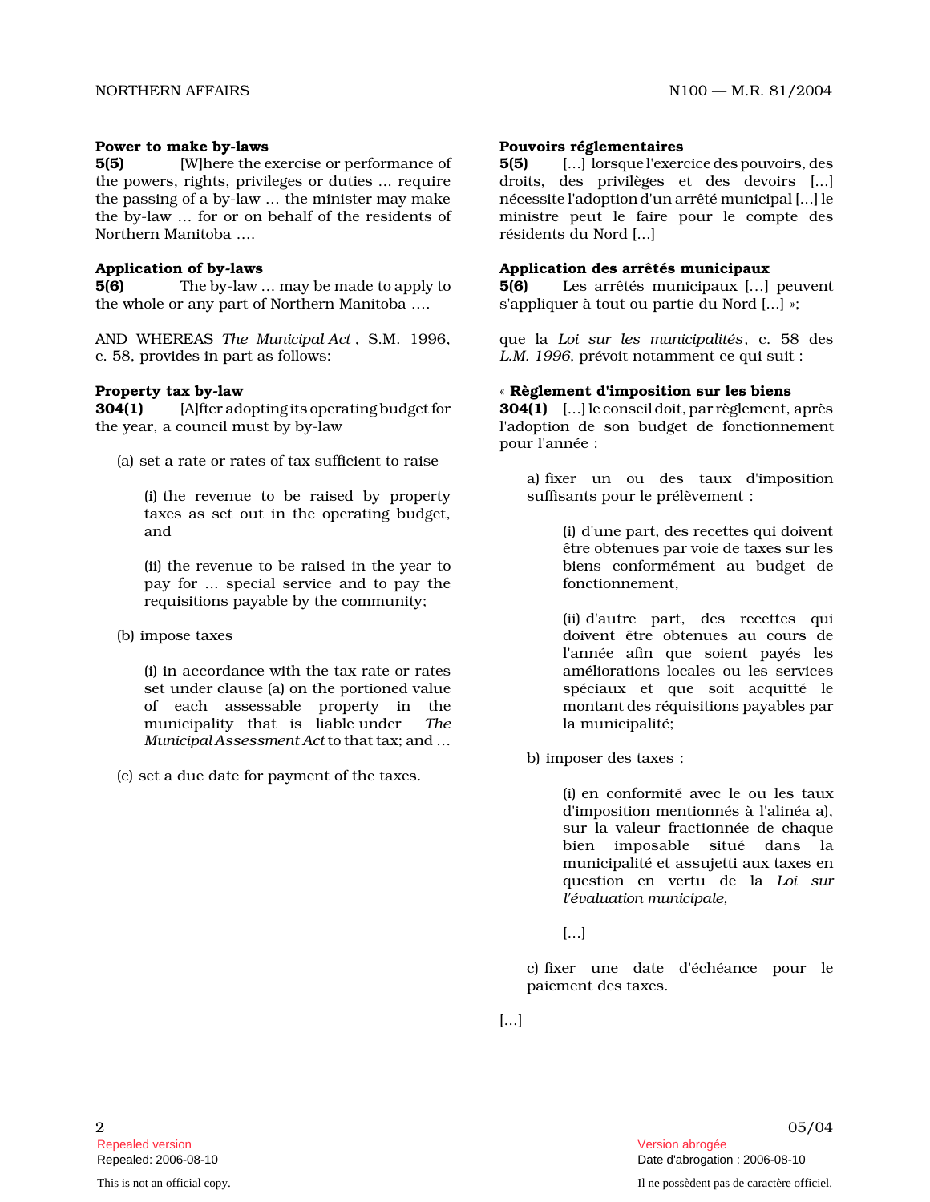**Power to make by-laws**

**5(5)** [W]here the exercise or performance of the powers, rights, privileges or duties ... require the passing of a by-law ... the minister may make the by-law ... for or on behalf of the residents of Northern Manitoba ....

**Application of by-laws**

**5(6)** The by-law ... may be made to apply to the whole or any part of Northern Manitoba ....

AND WHEREAS *The Municipal Act*, S.M. 1996, c. 58, provides in part as follows:

**Property tax by-law**

**304(1)** [A]fter adopting its operating budget for the year, a council must by by-law

(a) set a rate or rates of tax sufficient to raise

(i) the revenue to be raised by property taxes as set out in the operating budget, and

(ii) the revenue to be raised in the year to pay for ... special service and to pay the requisitions payable by the community;

(b) impose taxes

(i) in accordance with the tax rate or rates set under clause (a) on the portioned value of each assessable property in the municipality that is liable under *The Municipal Assessment Act* to that tax; and ...

(c) set a due date for payment of the taxes.

**Pouvoirs réglementaires**

**5(5)** [...] lorsque l'exercice des pouvoirs, des droits, des privilèges et des devoirs [...] nécessite l'adoption d'un arrêté municipal [...] le ministre peut le faire pour le compte des résidents du Nord [...]

**Application des arrêtés municipaux**

**5(6)** Les arrêtés municipaux [...] peuvent s'appliquer à tout ou partie du Nord [...] »;

que la *Loi sur les municipalités*, c. 58 des *L.M. 1996*, prévoit notamment ce qui suit :

« **Règlement d'imposition sur les biens**

**304(1)** [...] le conseil doit, par règlement, après l'adoption de son budget de fonctionnement pour l'année :

a) fixer un ou des taux d'imposition suffisants pour le prélèvement :

(i) d'une part, des recettes qui doivent être obtenues par voie de taxes sur les biens conformément au budget de fonctionnement,

(ii) d'autre part, des recettes qui doivent être obtenues au cours de l'année afin que soient payés les améliorations locales ou les services spéciaux et que soit acquitté le montant des réquisitions payables par la municipalité;

b) imposer des taxes :

(i) en conformité avec le ou les taux d'imposition mentionnés à l'alinéa a), sur la valeur fractionnée de chaque bien imposable situé dans la municipalité et assujetti aux taxes en question en vertu de la *Loi sur l'évaluation municipale*,

[...]

c) fixer une date d'échéance pour le paiement des taxes.

[...]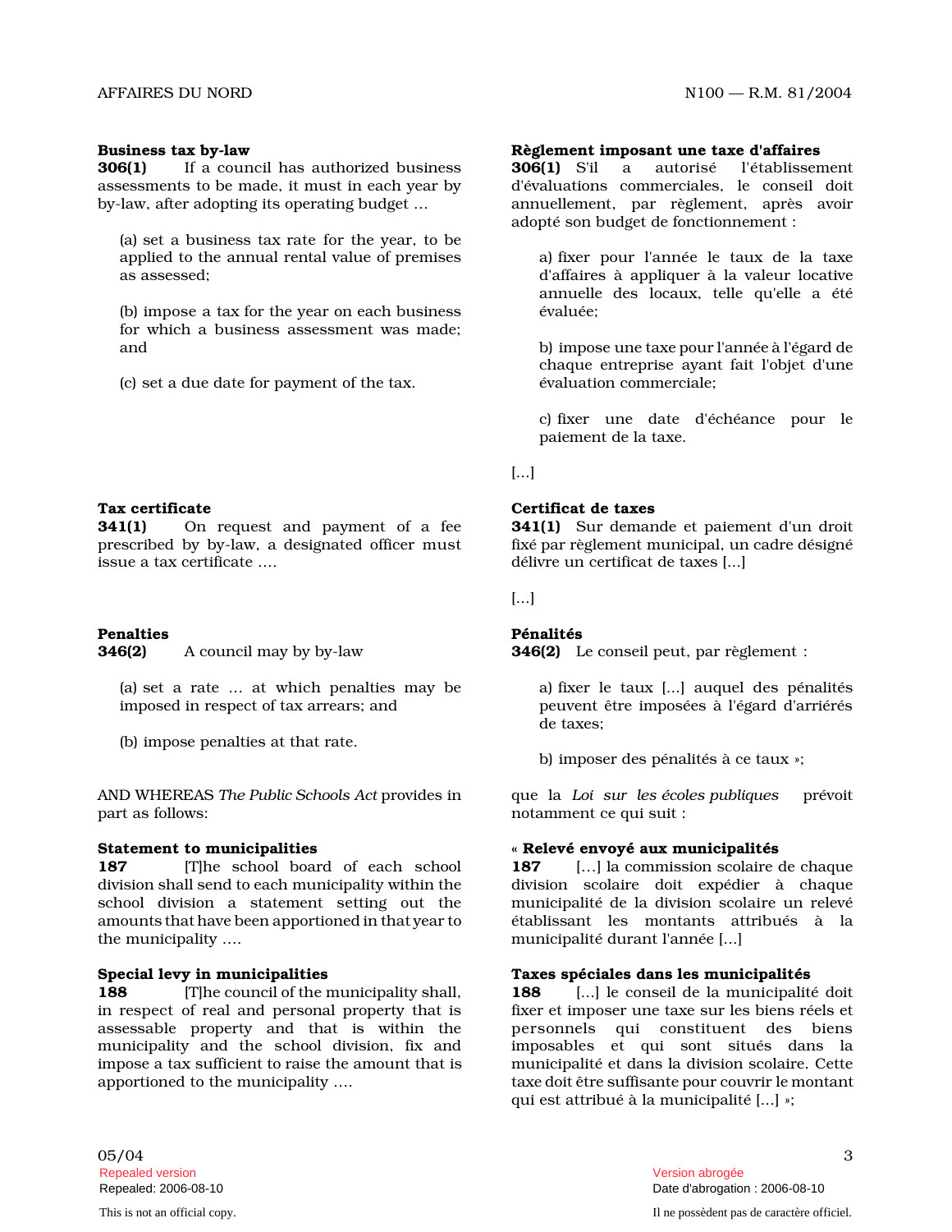**Business tax by-law**

**306(1)** If a council has authorized business assessments to be made, it must in each year by by-law, after adopting its operating budget ...

(a) set a business tax rate for the year, to be applied to the annual rental value of premises as assessed;

(b) impose a tax for the year on each business for which a business assessment was made; and

(c) set a due date for payment of the tax.

**Tax certificate**

**341(1)** On request and payment of a fee prescribed by by-law, a designated officer must issue a tax certificate ....

**Penalties**

**346(2)** A council may by by-law

(a) set a rate ... at which penalties may be imposed in respect of tax arrears; and

(b) impose penalties at that rate.

AND WHEREAS *The Public Schools Act* provides in part as follows:

**Statement to municipalities**

**187** [T]he school board of each school division shall send to each municipality within the school division a statement setting out the amounts that have been apportioned in that year to the municipality ....

**Special levy in municipalities**

**188** [T]he council of the municipality shall, in respect of real and personal property that is assessable property and that is within the municipality and the school division, fix and impose a tax sufficient to raise the amount that is apportioned to the municipality ....

**Règlement imposant une taxe d'affaires**

**306(1)** S'il a autorisé l'établissement d'évaluations commerciales, le conseil doit annuellement, par règlement, après avoir adopté son budget de fonctionnement :

a) fixer pour l'année le taux de la taxe d'affaires à appliquer à la valeur locative annuelle des locaux, telle qu'elle a été évaluée;

b) impose une taxe pour l'année à l'égard de chaque entreprise ayant fait l'objet d'une évaluation commerciale;

c) fixer une date d'échéance pour le paiement de la taxe.

[...]

**Certificat de taxes**

**341(1)** Sur demande et paiement d'un droit fixé par règlement municipal, un cadre désigné délivre un certificat de taxes [...]

[...]

**Pénalités**

**346(2)** Le conseil peut, par règlement :

a) fixer le taux [...] auquel des pénalités peuvent être imposées à l'égard d'arriérés de taxes;

b) imposer des pénalités à ce taux »;

que la *Loi sur les écoles publiques* prévoit notamment ce qui suit :

**« Relevé envoyé aux municipalités**

**187** [...] la commission scolaire de chaque division scolaire doit expédier à chaque municipalité de la division scolaire un relevé établissant les montants attribués à la municipalité durant l'année [...]

**Taxes spéciales dans les municipalités**

**188** [...] le conseil de la municipalité doit fixer et imposer une taxe sur les biens réels et personnels qui constituent des biens imposables et qui sont situés dans la municipalité et dans la division scolaire. Cette taxe doit être suffisante pour couvrir le montant qui est attribué à la municipalité [...] »;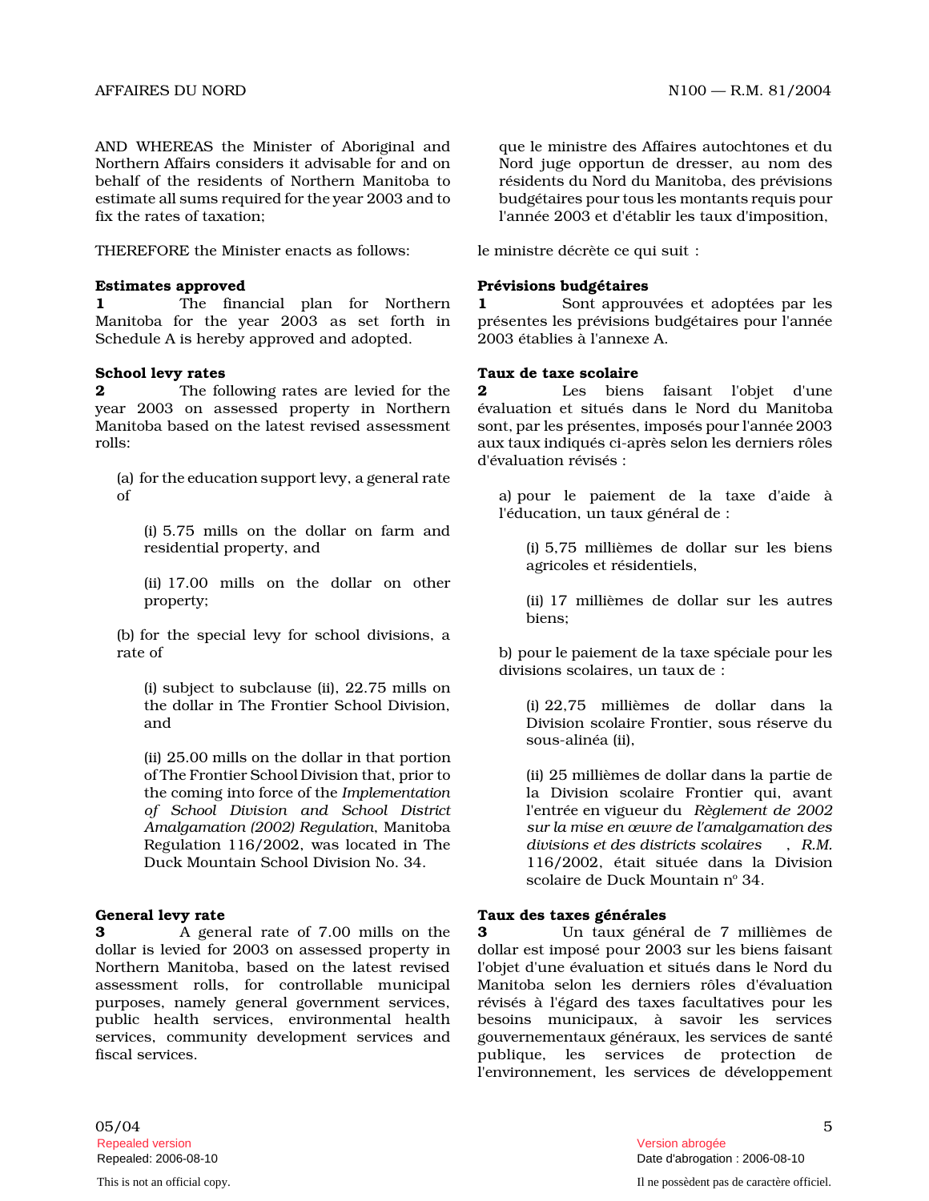AND WHEREAS the Minister of Aboriginal and Northern Affairs considers it advisable for and on behalf of the residents of Northern Manitoba to estimate all sums required for the year 2003 and to fix the rates of taxation;

THEREFORE the Minister enacts as follows:

**Estimates approved**

**1** The financial plan for Northern Manitoba for the year 2003 as set forth in Schedule A is hereby approved and adopted.

**School levy rates**

**2** The following rates are levied for the year 2003 on assessed property in Northern Manitoba based on the latest revised assessment rolls:

(a) for the education support levy, a general rate of

(i) 5.75 mills on the dollar on farm and residential property, and

(ii) 17.00 mills on the dollar on other property;

(b) for the special levy for school divisions, a rate of

(i) subject to subclause (ii), 22.75 mills on the dollar in The Frontier School Division, and

(ii) 25.00 mills on the dollar in that portion of The Frontier School Division that, prior to the coming into force of the *Implementation of School Division and School District Amalgamation (2002) Regulation*, Manitoba Regulation 116/2002, was located in The Duck Mountain School Division No. 34.

**General levy rate**

**3** A general rate of 7.00 mills on the dollar is levied for 2003 on assessed property in Northern Manitoba, based on the latest revised assessment rolls, for controllable municipal purposes, namely general government services, public health services, environmental health services, community development services and fiscal services.

que le ministre des Affaires autochtones et du Nord juge opportun de dresser, au nom des résidents du Nord du Manitoba, des prévisions budgétaires pour tous les montants requis pour l'année 2003 et d'établir les taux d'imposition,

le ministre décrète ce qui suit :

**Prévisions budgétaires**

**1** Sont approuvées et adoptées par les présentes les prévisions budgétaires pour l'année 2003 établies à l'annexe A.

**Taux de taxe scolaire**

**2** Les biens faisant l'objet d'une évaluation et situés dans le Nord du Manitoba sont, par les présentes, imposés pour l'année 2003 aux taux indiqués ci-après selon les derniers rôles d'évaluation révisés :

a) pour le paiement de la taxe d'aide à l'éducation, un taux général de :

(i) 5,75 millièmes de dollar sur les biens agricoles et résidentiels,

(ii) 17 millièmes de dollar sur les autres biens;

b) pour le paiement de la taxe spéciale pour les divisions scolaires, un taux de :

(i) 22,75 millièmes de dollar dans la Division scolaire Frontier, sous réserve du sous-alinéa (ii),

(ii) 25 millièmes de dollar dans la partie de la Division scolaire Frontier qui, avant l'entrée en vigueur du *Règlement de 2002 sur la mise en œuvre de l'amalgamation des divisions et des districts scolaires*, R.M. 116/2002, était située dans la Division scolaire de Duck Mountain n° 34.

**Taux des taxes générales**

**3** Un taux général de 7 millièmes de dollar est imposé pour 2003 sur les biens faisant l'objet d'une évaluation et situés dans le Nord du Manitoba selon les derniers rôles d'évaluation révisés à l'égard des taxes facultatives pour les besoins municipaux, à savoir les services gouvernementaux généraux, les services de santé publique, les services de protection de l'environnement, les services de développement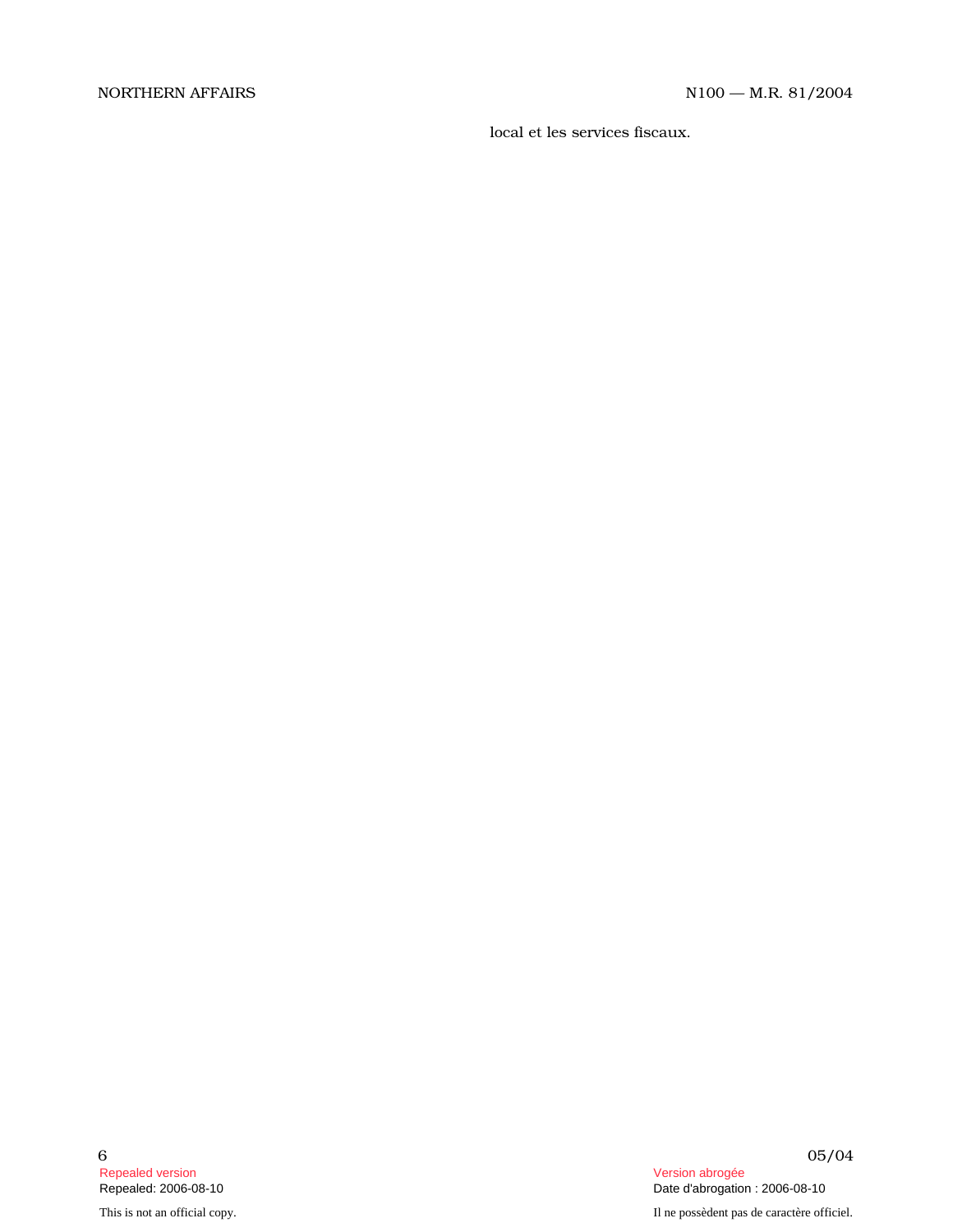local et les services fiscaux.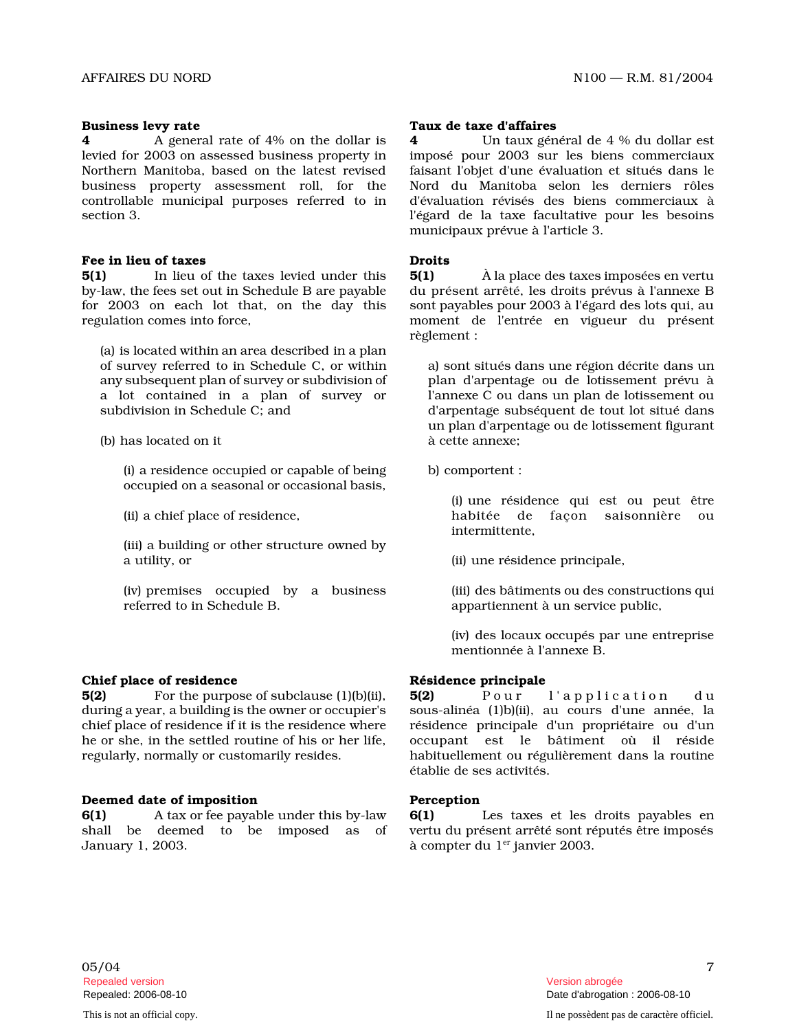**Business levy rate**

**4** A general rate of 4% on the dollar is levied for 2003 on assessed business property in Northern Manitoba, based on the latest revised business property assessment roll, for the controllable municipal purposes referred to in section 3.

**Taux de taxe d'affaires**

**4** Un taux général de 4 % du dollar est imposé pour 2003 sur les biens commerciaux faisant l'objet d'une évaluation et situés dans le Nord du Manitoba selon les derniers rôles d'évaluation révisés des biens commerciaux à l'égard de la taxe facultative pour les besoins municipaux prévue à l'article 3.

**Fee in lieu of taxes**

**5(1)** In lieu of the taxes levied under this by-law, the fees set out in Schedule B are payable for 2003 on each lot that, on the day this regulation comes into force,

(a) is located within an area described in a plan of survey referred to in Schedule C, or within any subsequent plan of survey or subdivision of a lot contained in a plan of survey or subdivision in Schedule C; and

(b) has located on it

(i) a residence occupied or capable of being occupied on a seasonal or occasional basis,

(ii) a chief place of residence,

(iii) a building or other structure owned by a utility, or

(iv) premises occupied by a business referred to in Schedule B.

**Droits**

**5(1)** À la place des taxes imposées en vertu du présent arrêté, les droits prévus à l'annexe B sont payables pour 2003 à l'égard des lots qui, au moment de l'entrée en vigueur du présent règlement :

a) sont situés dans une région décrite dans un plan d'arpentage ou de lotissement prévu à l'annexe C ou dans un plan de lotissement ou d'arpentage subséquent de tout lot situé dans un plan d'arpentage ou de lotissement figurant à cette annexe;

b) comportent :

(i) une résidence qui est ou peut être habitée de façon saisonnière ou intermittente,

(ii) une résidence principale,

(iii) des bâtiments ou des constructions qui appartiennent à un service public,

(iv) des locaux occupés par une entreprise mentionnée à l'annexe B.

**Chief place of residence**

**5(2)** For the purpose of subclause (1)(b)(ii), during a year, a building is the owner or occupier's chief place of residence if it is the residence where he or she, in the settled routine of his or her life, regularly, normally or customarily resides.

**Résidence principale**

**5(2)** Pour l'application du sous-alinéa (1)b)(ii), au cours d'une année, la résidence principale d'un propriétaire ou d'un occupant est le bâtiment où il réside habituellement ou régulièrement dans la routine établie de ses activités.

**Deemed date of imposition**

**6(1)** A tax or fee payable under this by-law shall be deemed to be imposed as of January 1, 2003.

**Perception**

**6(1)** Les taxes et les droits payables en vertu du présent arrêté sont réputés être imposés à compter du 1er janvier 2003.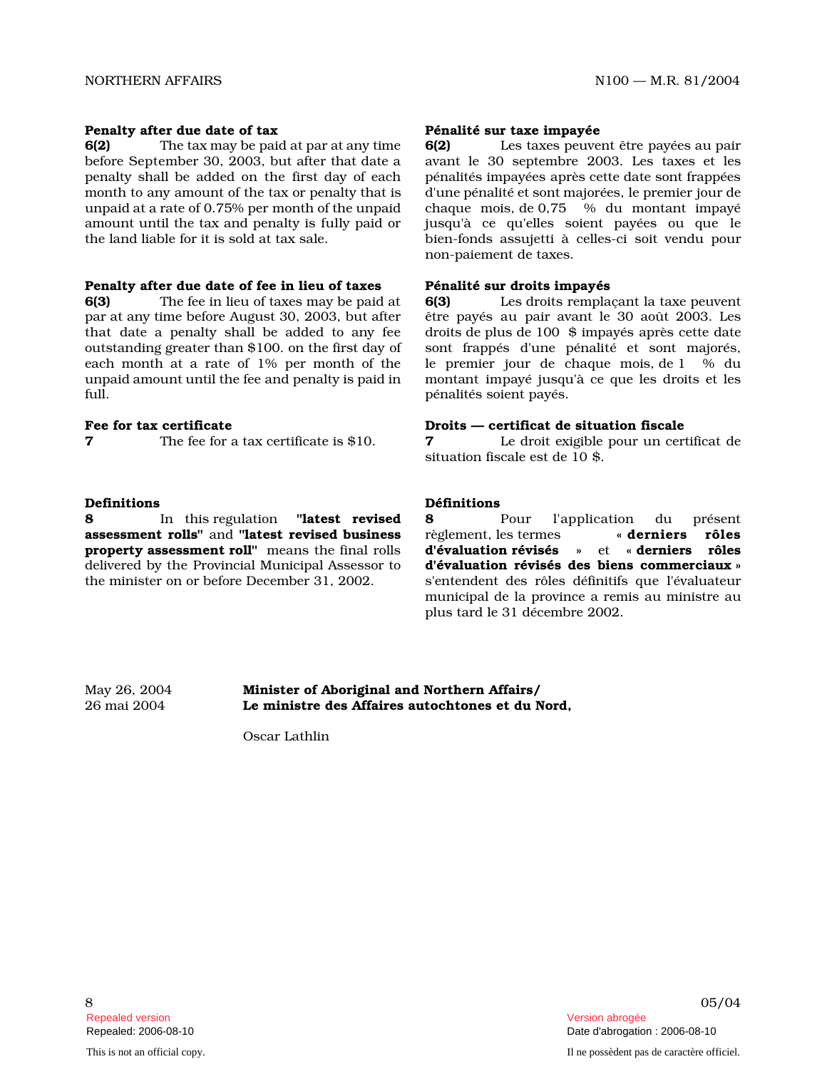**Penalty after due date of tax**

**6(2)** The tax may be paid at par at any time before September 30, 2003, but after that date a penalty shall be added on the first day of each month to any amount of the tax or penalty that is unpaid at a rate of 0.75% per month of the unpaid amount until the tax and penalty is fully paid or the land liable for it is sold at tax sale.

**Pénalité sur taxe impayée**

**6(2)** Les taxes peuvent être payées au pair avant le 30 septembre 2003. Les taxes et les pénalités impayées après cette date sont frappées d'une pénalité et sont majorées, le premier jour de chaque mois, de 0,75 % du montant impayé jusqu'à ce qu'elles soient payées ou que le bien-fonds assujetti à celles-ci soit vendu pour non-paiement de taxes.

**Penalty after due date of fee in lieu of taxes**

**6(3)** The fee in lieu of taxes may be paid at par at any time before August 30, 2003, but after that date a penalty shall be added to any fee outstanding greater than $100. on the first day of each month at a rate of 1% per month of the unpaid amount until the fee and penalty is paid in full.

**Pénalité sur droits impayés**

**6(3)** Les droits remplaçant la taxe peuvent être payés au pair avant le 30 août 2003. Les droits de plus de 100 $ impayés après cette date sont frappés d'une pénalité et sont majorés, le premier jour de chaque mois, de 1 % du montant impayé jusqu'à ce que les droits et les pénalités soient payés.

**Fee for tax certificate**

**7** The fee for a tax certificate is $10.

**Droits — certificat de situation fiscale**

**7** Le droit exigible pour un certificat de situation fiscale est de 10 $.

**Definitions**

**8** In this regulation **"latest revised assessment rolls"** and **"latest revised business property assessment roll"** means the final rolls delivered by the Provincial Municipal Assessor to the minister on or before December 31, 2002.

**Définitions**

**8** Pour l'application du présent règlement, les termes **« derniers rôles d'évaluation révisés »** et **« derniers rôles d'évaluation révisés des biens commerciaux »** s'entendent des rôles définitifs que l'évaluateur municipal de la province a remis au ministre au plus tard le 31 décembre 2002.

May 26, 2004
26 mai 2004

**Minister of Aboriginal and Northern Affairs/**
**Le ministre des Affaires autochtones et du Nord,**

Oscar Lathlin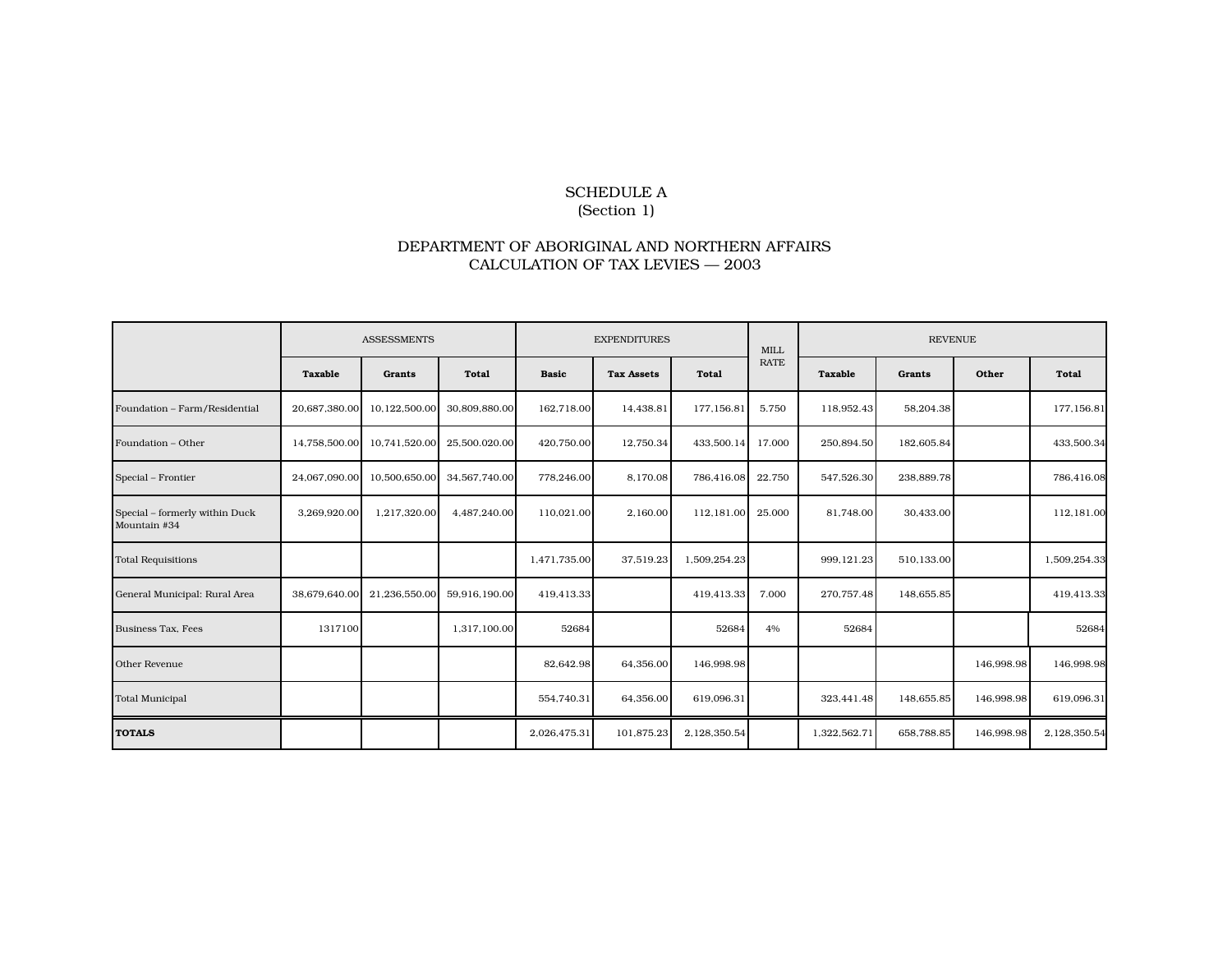SCHEDULE A
(Section 1)

DEPARTMENT OF ABORIGINAL AND NORTHERN AFFAIRS
CALCULATION OF TAX LEVIES — 2003

| | ASSESSMENTS | | | EXPENDITURES | | | MILL RATE | REVENUE | | | |
|---|---|---|---|---|---|---|---|---|---|---|---|
| | Taxable | Grants | Total | Basic | Tax Assets | Total | | Taxable | Grants | Other | Total |
| Foundation – Farm/Residential | 20,687,380.00 | 10,122,500.00 | 30,809,880.00 | 162,718.00 | 14,438.81 | 177,156.81 | 5.750 | 118,952.43 | 58,204.38 | | 177,156.81 |
| Foundation – Other | 14,758,500.00 | 10,741,520.00 | 25,500.020.00 | 420,750.00 | 12,750.34 | 433,500.14 | 17.000 | 250,894.50 | 182,605.84 | | 433,500.34 |
| Special – Frontier | 24,067,090.00 | 10,500,650.00 | 34,567,740.00 | 778,246.00 | 8,170.08 | 786,416.08 | 22.750 | 547,526.30 | 238,889.78 | | 786,416.08 |
| Special – formerly within Duck Mountain #34 | 3,269,920.00 | 1,217,320.00 | 4,487,240.00 | 110,021.00 | 2,160.00 | 112,181.00 | 25.000 | 81,748.00 | 30,433.00 | | 112,181.00 |
| Total Requisitions | | | | 1,471,735.00 | 37,519.23 | 1,509,254.23 | | 999,121.23 | 510,133.00 | | 1,509,254.33 |
| General Municipal: Rural Area | 38,679,640.00 | 21,236,550.00 | 59,916,190.00 | 419,413.33 | | 419,413.33 | 7.000 | 270,757.48 | 148,655.85 | | 419,413.33 |
| Business Tax, Fees | 1317100 | | 1,317,100.00 | 52684 | | 52684 | 4% | 52684 | | | 52684 |
| Other Revenue | | | | 82,642.98 | 64,356.00 | 146,998.98 | | | | 146,998.98 | 146,998.98 |
| Total Municipal | | | | 554,740.31 | 64,356.00 | 619,096.31 | | 323,441.48 | 148,655.85 | 146,998.98 | 619,096.31 |
| **TOTALS** | | | | 2,026,475.31 | 101,875.23 | 2,128,350.54 | | 1,322,562.71 | 658,788.85 | 146,998.98 | 2,128,350.54 |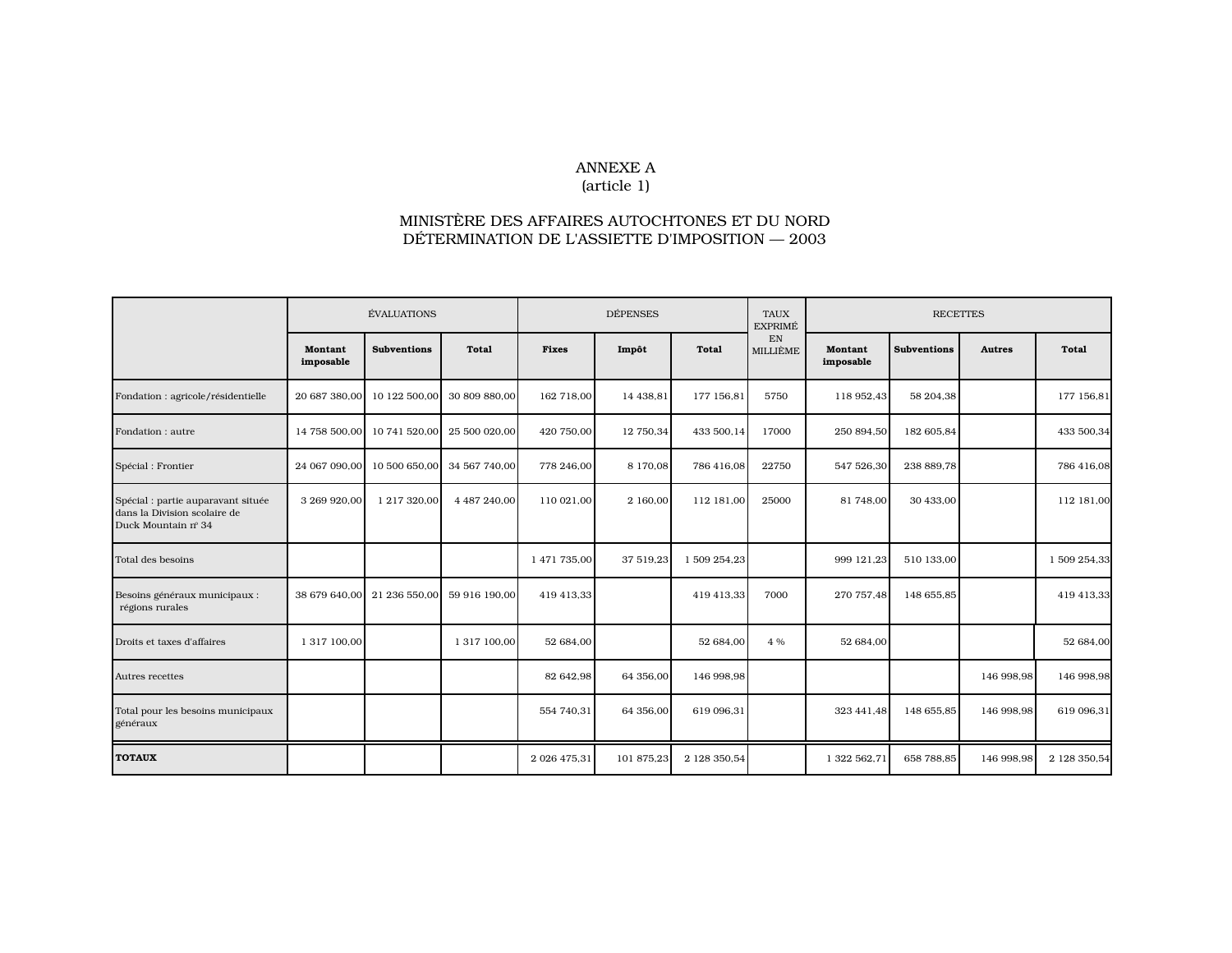ANNEXE A
(article 1)

MINISTÈRE DES AFFAIRES AUTOCHTONES ET DU NORD
DÉTERMINATION DE L'ASSIETTE D'IMPOSITION — 2003

| | ÉVALUATIONS | | | DÉPENSES | | | TAUX EXPRIMÉ EN MILLIÈME | RECETTES | | | |
|---|---|---|---|---|---|---|---|---|---|---|---|
| | **Montant imposable** | **Subventions** | **Total** | **Fixes** | **Impôt** | **Total** | | **Montant imposable** | **Subventions** | **Autres** | **Total** |
| Fondation : agricole/résidentielle | 20 687 380,00 | 10 122 500,00 | 30 809 880,00 | 162 718,00 | 14 438,81 | 177 156,81 | 5750 | 118 952,43 | 58 204,38 | | 177 156,81 |
| Fondation : autre | 14 758 500,00 | 10 741 520,00 | 25 500 020,00 | 420 750,00 | 12 750,34 | 433 500,14 | 17000 | 250 894,50 | 182 605,84 | | 433 500,34 |
| Spécial : Frontier | 24 067 090,00 | 10 500 650,00 | 34 567 740,00 | 778 246,00 | 8 170,08 | 786 416,08 | 22750 | 547 526,30 | 238 889,78 | | 786 416,08 |
| Spécial : partie auparavant située dans la Division scolaire de Duck Mountain nº 34 | 3 269 920,00 | 1 217 320,00 | 4 487 240,00 | 110 021,00 | 2 160,00 | 112 181,00 | 25000 | 81 748,00 | 30 433,00 | | 112 181,00 |
| Total des besoins | | | | 1 471 735,00 | 37 519,23 | 1 509 254,23 | | 999 121,23 | 510 133,00 | | 1 509 254,33 |
| Besoins généraux municipaux : régions rurales | 38 679 640,00 | 21 236 550,00 | 59 916 190,00 | 419 413,33 | | 419 413,33 | 7000 | 270 757,48 | 148 655,85 | | 419 413,33 |
| Droits et taxes d'affaires | 1 317 100,00 | | 1 317 100,00 | 52 684,00 | | 52 684,00 | 4 % | 52 684,00 | | | 52 684,00 |
| Autres recettes | | | | 82 642,98 | 64 356,00 | 146 998,98 | | | | 146 998,98 | 146 998,98 |
| Total pour les besoins municipaux généraux | | | | 554 740,31 | 64 356,00 | 619 096,31 | | 323 441,48 | 148 655,85 | 146 998,98 | 619 096,31 |
| **TOTAUX** | | | | 2 026 475,31 | 101 875,23 | 2 128 350,54 | | 1 322 562,71 | 658 788,85 | 146 998,98 | 2 128 350,54 |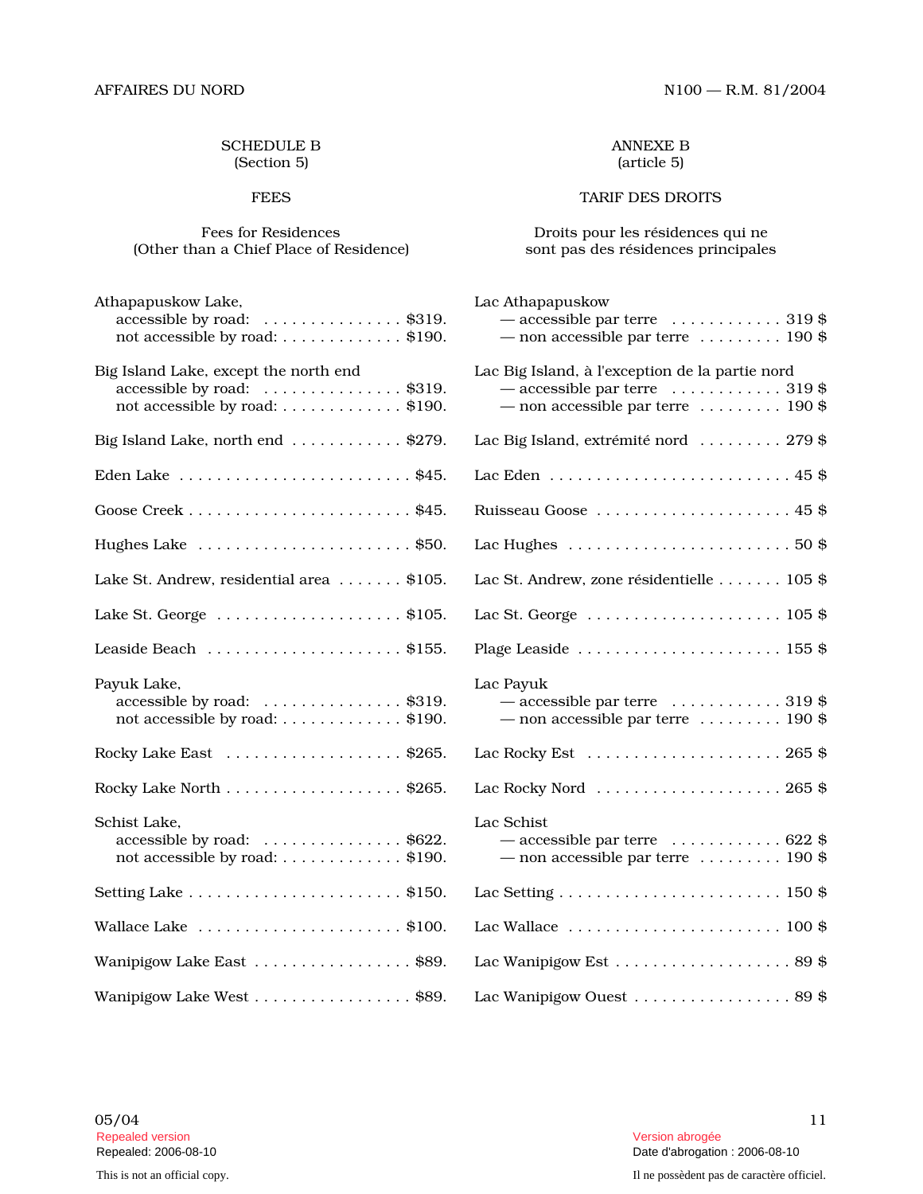## SCHEDULE B
(Section 5)

### FEES

Fees for Residences
(Other than a Chief Place of Residence)

Athapapuskow Lake,
- accessible by road: . . . . . . . . . . . . . . . $319.
- not accessible by road: . . . . . . . . . . . . . $190.

Big Island Lake, except the north end
- accessible by road: . . . . . . . . . . . . . . . $319.
- not accessible by road: . . . . . . . . . . . . . $190.

Big Island Lake, north end . . . . . . . . . . . . $279.

Eden Lake . . . . . . . . . . . . . . . . . . . . . . . . . $45.

Goose Creek . . . . . . . . . . . . . . . . . . . . . . . . $45.

Hughes Lake . . . . . . . . . . . . . . . . . . . . . . . $50.

Lake St. Andrew, residential area . . . . . . . $105.

Lake St. George . . . . . . . . . . . . . . . . . . . . $105.

Leaside Beach . . . . . . . . . . . . . . . . . . . . . $155.

Payuk Lake,
- accessible by road: . . . . . . . . . . . . . . . $319.
- not accessible by road: . . . . . . . . . . . . . $190.

Rocky Lake East . . . . . . . . . . . . . . . . . . . $265.

Rocky Lake North . . . . . . . . . . . . . . . . . . . $265.

Schist Lake,
- accessible by road: . . . . . . . . . . . . . . . $622.
- not accessible by road: . . . . . . . . . . . . . $190.

Setting Lake . . . . . . . . . . . . . . . . . . . . . . . $150.

Wallace Lake . . . . . . . . . . . . . . . . . . . . . . $100.

Wanipigow Lake East . . . . . . . . . . . . . . . . . $89.

Wanipigow Lake West . . . . . . . . . . . . . . . . . $89.

## ANNEXE B
(article 5)

### TARIF DES DROITS

Droits pour les résidences qui ne sont pas des résidences principales

Lac Athapapuskow
- — accessible par terre . . . . . . . . . . . . 319 $
- — non accessible par terre . . . . . . . . . 190 $

Lac Big Island, à l'exception de la partie nord
- — accessible par terre . . . . . . . . . . . . 319 $
- — non accessible par terre . . . . . . . . . 190 $

Lac Big Island, extrémité nord . . . . . . . . . 279 $

Lac Eden . . . . . . . . . . . . . . . . . . . . . . . . . . 45 $

Ruisseau Goose . . . . . . . . . . . . . . . . . . . . . 45 $

Lac Hughes . . . . . . . . . . . . . . . . . . . . . . . . 50 $

Lac St. Andrew, zone résidentielle . . . . . . . 105 $

Lac St. George . . . . . . . . . . . . . . . . . . . . . 105 $

Plage Leaside . . . . . . . . . . . . . . . . . . . . . . 155 $

Lac Payuk
- — accessible par terre . . . . . . . . . . . . 319 $
- — non accessible par terre . . . . . . . . . 190 $

Lac Rocky Est . . . . . . . . . . . . . . . . . . . . . 265 $

Lac Rocky Nord . . . . . . . . . . . . . . . . . . . . 265 $

Lac Schist
- — accessible par terre . . . . . . . . . . . . 622 $
- — non accessible par terre . . . . . . . . . 190 $

Lac Setting . . . . . . . . . . . . . . . . . . . . . . . . 150 $

Lac Wallace . . . . . . . . . . . . . . . . . . . . . . . 100 $

Lac Wanipigow Est . . . . . . . . . . . . . . . . . . . 89 $

Lac Wanipigow Ouest . . . . . . . . . . . . . . . . . 89 $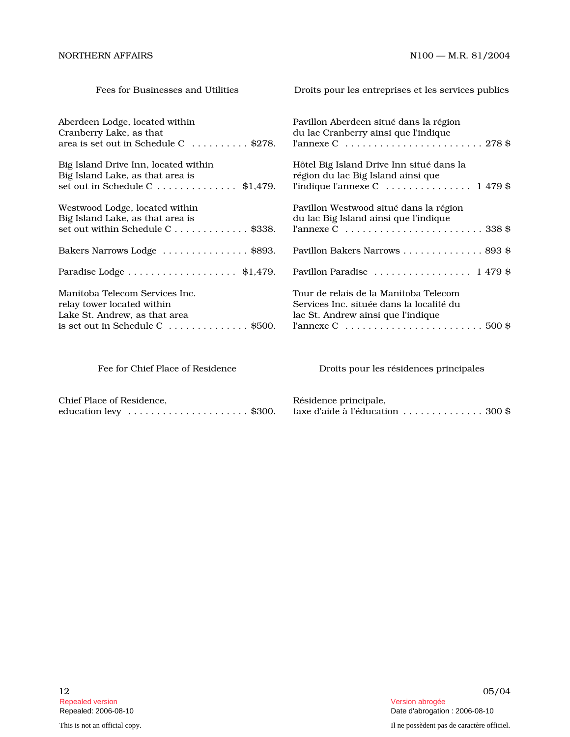Fees for Businesses and Utilities

Aberdeen Lodge, located within Cranberry Lake, as that area is set out in Schedule C . . . . . . . . . . $278.

Big Island Drive Inn, located within Big Island Lake, as that area is set out in Schedule C . . . . . . . . . . . . . . $1,479.

Westwood Lodge, located within Big Island Lake, as that area is set out within Schedule C . . . . . . . . . . . . . $338.

Bakers Narrows Lodge . . . . . . . . . . . . . . . $893.

Paradise Lodge . . . . . . . . . . . . . . . . . . . $1,479.

Manitoba Telecom Services Inc. relay tower located within Lake St. Andrew, as that area is set out in Schedule C . . . . . . . . . . . . . . $500.

Fee for Chief Place of Residence

Chief Place of Residence, education levy . . . . . . . . . . . . . . . . . . . . . $300.

Droits pour les entreprises et les services publics

Pavillon Aberdeen situé dans la région du lac Cranberry ainsi que l'indique l'annexe C . . . . . . . . . . . . . . . . . . . . . . . . 278 $

Hôtel Big Island Drive Inn situé dans la région du lac Big Island ainsi que l'indique l'annexe C . . . . . . . . . . . . . . . 1 479 $

Pavillon Westwood situé dans la région du lac Big Island ainsi que l'indique l'annexe C . . . . . . . . . . . . . . . . . . . . . . . . 338 $

Pavillon Bakers Narrows . . . . . . . . . . . . . . 893 $

Pavillon Paradise . . . . . . . . . . . . . . . . . 1 479 $

Tour de relais de la Manitoba Telecom Services Inc. située dans la localité du lac St. Andrew ainsi que l'indique l'annexe C . . . . . . . . . . . . . . . . . . . . . . . . 500 $

Droits pour les résidences principales

Résidence principale, taxe d'aide à l'éducation . . . . . . . . . . . . . . 300 $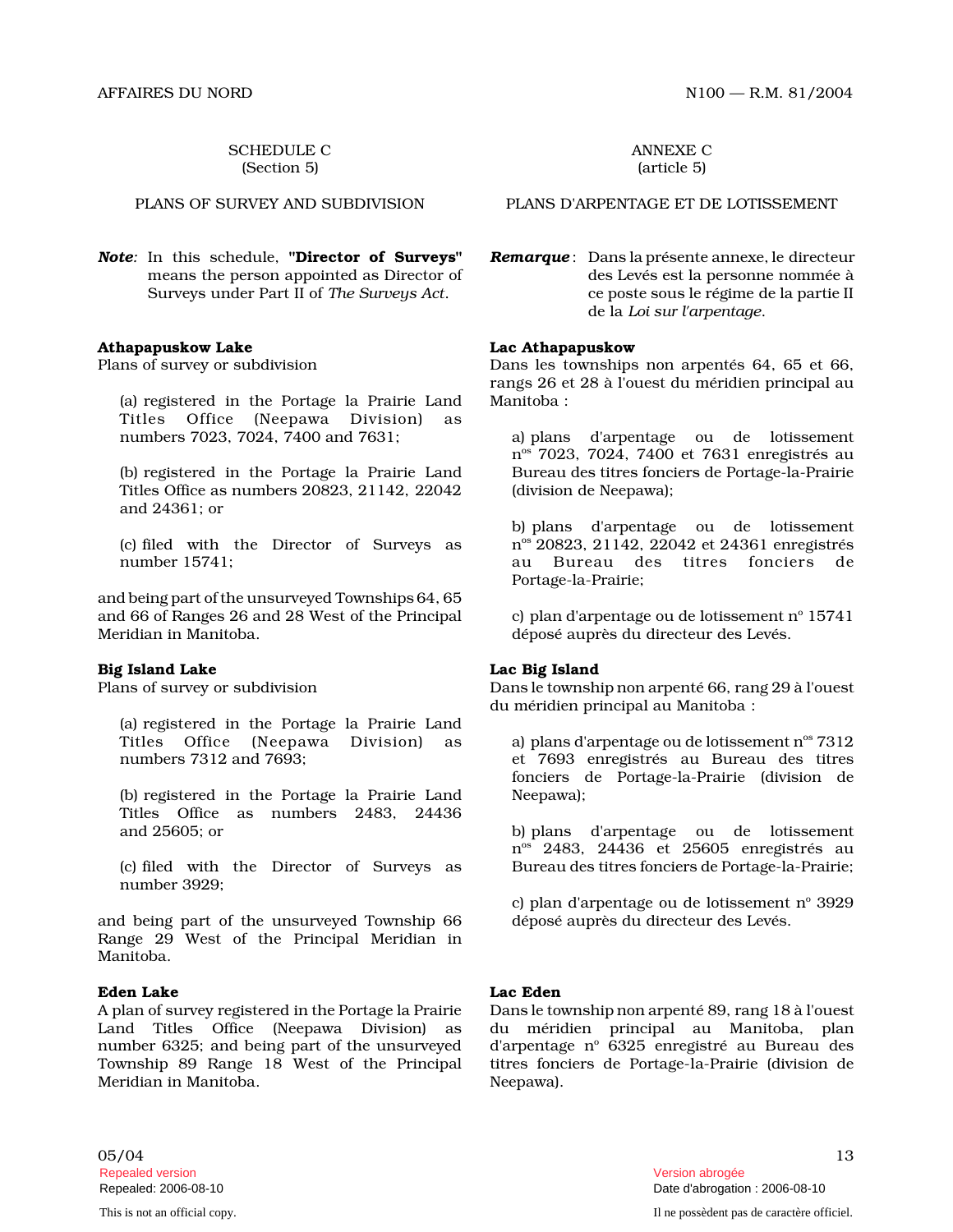SCHEDULE C
(Section 5)

PLANS OF SURVEY AND SUBDIVISION

***Note:*** In this schedule, **"Director of Surveys"** means the person appointed as Director of Surveys under Part II of *The Surveys Act*.

**Athapapuskow Lake**
Plans of survey or subdivision

(a) registered in the Portage la Prairie Land Titles Office (Neepawa Division) as numbers 7023, 7024, 7400 and 7631;

(b) registered in the Portage la Prairie Land Titles Office as numbers 20823, 21142, 22042 and 24361; or

(c) filed with the Director of Surveys as number 15741;

and being part of the unsurveyed Townships 64, 65 and 66 of Ranges 26 and 28 West of the Principal Meridian in Manitoba.

**Big Island Lake**
Plans of survey or subdivision

(a) registered in the Portage la Prairie Land Titles Office (Neepawa Division) as numbers 7312 and 7693;

(b) registered in the Portage la Prairie Land Titles Office as numbers 2483, 24436 and 25605; or

(c) filed with the Director of Surveys as number 3929;

and being part of the unsurveyed Township 66 Range 29 West of the Principal Meridian in Manitoba.

**Eden Lake**
A plan of survey registered in the Portage la Prairie Land Titles Office (Neepawa Division) as number 6325; and being part of the unsurveyed Township 89 Range 18 West of the Principal Meridian in Manitoba.

ANNEXE C
(article 5)

PLANS D'ARPENTAGE ET DE LOTISSEMENT

***Remarque*** : Dans la présente annexe, le directeur des Levés est la personne nommée à ce poste sous le régime de la partie II de la *Loi sur l'arpentage*.

**Lac Athapapuskow**
Dans les townships non arpentés 64, 65 et 66, rangs 26 et 28 à l'ouest du méridien principal au Manitoba :

a) plans d'arpentage ou de lotissement n[os] 7023, 7024, 7400 et 7631 enregistrés au Bureau des titres fonciers de Portage-la-Prairie (division de Neepawa);

b) plans d'arpentage ou de lotissement n[os] 20823, 21142, 22042 et 24361 enregistrés au Bureau des titres fonciers de Portage-la-Prairie;

c) plan d'arpentage ou de lotissement n[o] 15741 déposé auprès du directeur des Levés.

**Lac Big Island**
Dans le township non arpenté 66, rang 29 à l'ouest du méridien principal au Manitoba :

a) plans d'arpentage ou de lotissement n[os] 7312 et 7693 enregistrés au Bureau des titres fonciers de Portage-la-Prairie (division de Neepawa);

b) plans d'arpentage ou de lotissement n[os] 2483, 24436 et 25605 enregistrés au Bureau des titres fonciers de Portage-la-Prairie;

c) plan d'arpentage ou de lotissement n[o] 3929 déposé auprès du directeur des Levés.

**Lac Eden**
Dans le township non arpenté 89, rang 18 à l'ouest du méridien principal au Manitoba, plan d'arpentage n[o] 6325 enregistré au Bureau des titres fonciers de Portage-la-Prairie (division de Neepawa).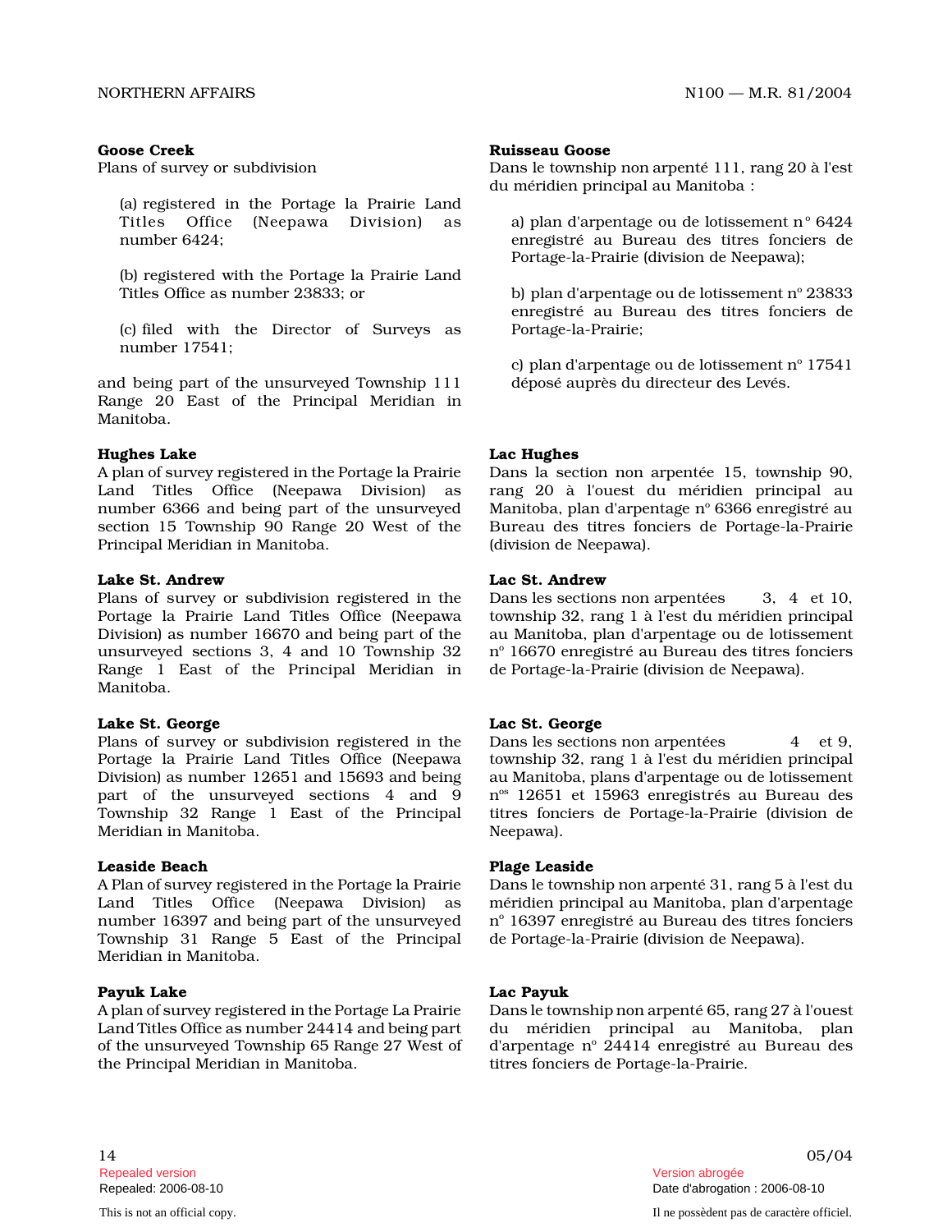**Goose Creek**

Plans of survey or subdivision

(a) registered in the Portage la Prairie Land Titles Office (Neepawa Division) as number 6424;

(b) registered with the Portage la Prairie Land Titles Office as number 23833; or

(c) filed with the Director of Surveys as number 17541;

and being part of the unsurveyed Township 111 Range 20 East of the Principal Meridian in Manitoba.

**Ruisseau Goose**

Dans le township non arpenté 111, rang 20 à l'est du méridien principal au Manitoba :

a) plan d'arpentage ou de lotissement n° 6424 enregistré au Bureau des titres fonciers de Portage-la-Prairie (division de Neepawa);

b) plan d'arpentage ou de lotissement n° 23833 enregistré au Bureau des titres fonciers de Portage-la-Prairie;

c) plan d'arpentage ou de lotissement n° 17541 déposé auprès du directeur des Levés.

**Hughes Lake**

A plan of survey registered in the Portage la Prairie Land Titles Office (Neepawa Division) as number 6366 and being part of the unsurveyed section 15 Township 90 Range 20 West of the Principal Meridian in Manitoba.

**Lac Hughes**

Dans la section non arpentée 15, township 90, rang 20 à l'ouest du méridien principal au Manitoba, plan d'arpentage n° 6366 enregistré au Bureau des titres fonciers de Portage-la-Prairie (division de Neepawa).

**Lake St. Andrew**

Plans of survey or subdivision registered in the Portage la Prairie Land Titles Office (Neepawa Division) as number 16670 and being part of the unsurveyed sections 3, 4 and 10 Township 32 Range 1 East of the Principal Meridian in Manitoba.

**Lac St. Andrew**

Dans les sections non arpentées 3, 4 et 10, township 32, rang 1 à l'est du méridien principal au Manitoba, plan d'arpentage ou de lotissement n° 16670 enregistré au Bureau des titres fonciers de Portage-la-Prairie (division de Neepawa).

**Lake St. George**

Plans of survey or subdivision registered in the Portage la Prairie Land Titles Office (Neepawa Division) as number 12651 and 15693 and being part of the unsurveyed sections 4 and 9 Township 32 Range 1 East of the Principal Meridian in Manitoba.

**Lac St. George**

Dans les sections non arpentées 4 et 9, township 32, rang 1 à l'est du méridien principal au Manitoba, plans d'arpentage ou de lotissement n$^{os}$ 12651 et 15963 enregistrés au Bureau des titres fonciers de Portage-la-Prairie (division de Neepawa).

**Leaside Beach**

A Plan of survey registered in the Portage la Prairie Land Titles Office (Neepawa Division) as number 16397 and being part of the unsurveyed Township 31 Range 5 East of the Principal Meridian in Manitoba.

**Plage Leaside**

Dans le township non arpenté 31, rang 5 à l'est du méridien principal au Manitoba, plan d'arpentage n° 16397 enregistré au Bureau des titres fonciers de Portage-la-Prairie (division de Neepawa).

**Payuk Lake**

A plan of survey registered in the Portage La Prairie Land Titles Office as number 24414 and being part of the unsurveyed Township 65 Range 27 West of the Principal Meridian in Manitoba.

**Lac Payuk**

Dans le township non arpenté 65, rang 27 à l'ouest du méridien principal au Manitoba, plan d'arpentage n° 24414 enregistré au Bureau des titres fonciers de Portage-la-Prairie.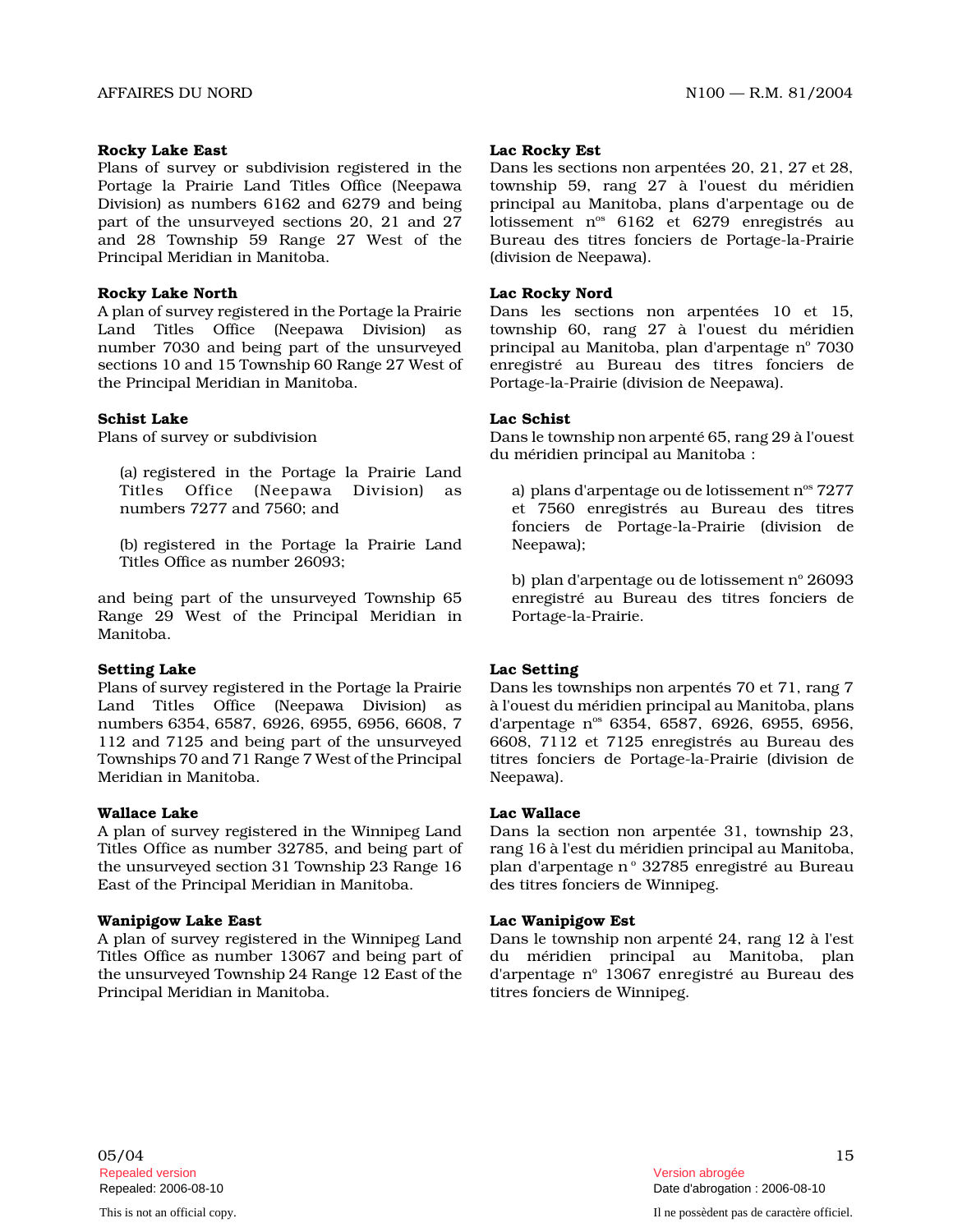**Rocky Lake East**
Plans of survey or subdivision registered in the Portage la Prairie Land Titles Office (Neepawa Division) as numbers 6162 and 6279 and being part of the unsurveyed sections 20, 21 and 27 and 28 Township 59 Range 27 West of the Principal Meridian in Manitoba.

**Rocky Lake North**
A plan of survey registered in the Portage la Prairie Land Titles Office (Neepawa Division) as number 7030 and being part of the unsurveyed sections 10 and 15 Township 60 Range 27 West of the Principal Meridian in Manitoba.

**Schist Lake**
Plans of survey or subdivision

(a) registered in the Portage la Prairie Land Titles Office (Neepawa Division) as numbers 7277 and 7560; and

(b) registered in the Portage la Prairie Land Titles Office as number 26093;

and being part of the unsurveyed Township 65 Range 29 West of the Principal Meridian in Manitoba.

**Setting Lake**
Plans of survey registered in the Portage la Prairie Land Titles Office (Neepawa Division) as numbers 6354, 6587, 6926, 6955, 6956, 6608, 7 112 and 7125 and being part of the unsurveyed Townships 70 and 71 Range 7 West of the Principal Meridian in Manitoba.

**Wallace Lake**
A plan of survey registered in the Winnipeg Land Titles Office as number 32785, and being part of the unsurveyed section 31 Township 23 Range 16 East of the Principal Meridian in Manitoba.

**Wanipigow Lake East**
A plan of survey registered in the Winnipeg Land Titles Office as number 13067 and being part of the unsurveyed Township 24 Range 12 East of the Principal Meridian in Manitoba.

**Lac Rocky Est**
Dans les sections non arpentées 20, 21, 27 et 28, township 59, rang 27 à l'ouest du méridien principal au Manitoba, plans d'arpentage ou de lotissement n^os 6162 et 6279 enregistrés au Bureau des titres fonciers de Portage-la-Prairie (division de Neepawa).

**Lac Rocky Nord**
Dans les sections non arpentées 10 et 15, township 60, rang 27 à l'ouest du méridien principal au Manitoba, plan d'arpentage n^o 7030 enregistré au Bureau des titres fonciers de Portage-la-Prairie (division de Neepawa).

**Lac Schist**
Dans le township non arpenté 65, rang 29 à l'ouest du méridien principal au Manitoba :

a) plans d'arpentage ou de lotissement n^os 7277 et 7560 enregistrés au Bureau des titres fonciers de Portage-la-Prairie (division de Neepawa);

b) plan d'arpentage ou de lotissement n^o 26093 enregistré au Bureau des titres fonciers de Portage-la-Prairie.

**Lac Setting**
Dans les townships non arpentés 70 et 71, rang 7 à l'ouest du méridien principal au Manitoba, plans d'arpentage n^os 6354, 6587, 6926, 6955, 6956, 6608, 7112 et 7125 enregistrés au Bureau des titres fonciers de Portage-la-Prairie (division de Neepawa).

**Lac Wallace**
Dans la section non arpentée 31, township 23, rang 16 à l'est du méridien principal au Manitoba, plan d'arpentage n^o 32785 enregistré au Bureau des titres fonciers de Winnipeg.

**Lac Wanipigow Est**
Dans le township non arpenté 24, rang 12 à l'est du méridien principal au Manitoba, plan d'arpentage n^o 13067 enregistré au Bureau des titres fonciers de Winnipeg.

Repealed version
Repealed: 2006-08-10

Version abrogée
Date d'abrogation : 2006-08-10

This is not an official copy.

Il ne possèdent pas de caractère officiel.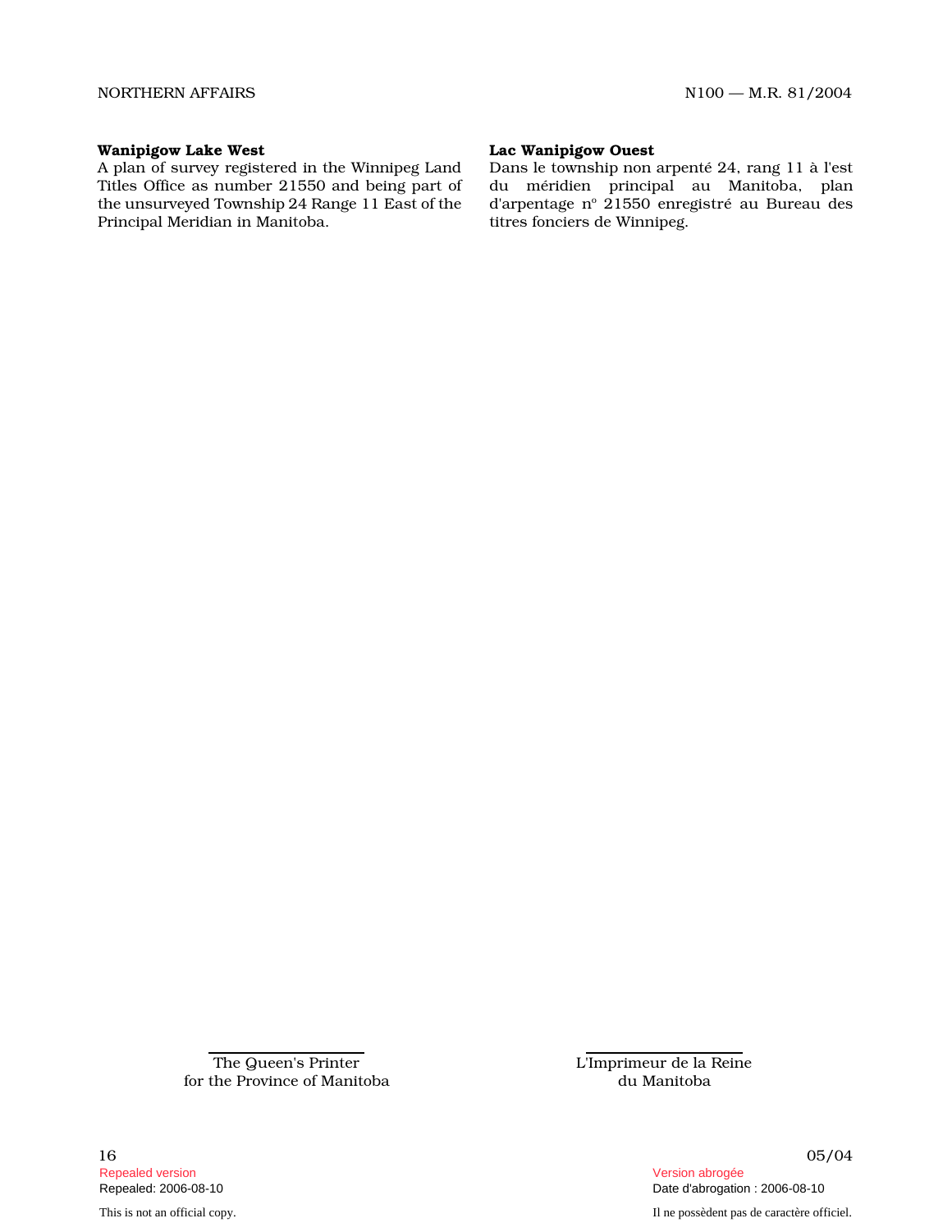**Wanipigow Lake West**
A plan of survey registered in the Winnipeg Land Titles Office as number 21550 and being part of the unsurveyed Township 24 Range 11 East of the Principal Meridian in Manitoba.

**Lac Wanipigow Ouest**
Dans le township non arpenté 24, rang 11 à l'est du méridien principal au Manitoba, plan d'arpentage nº 21550 enregistré au Bureau des titres fonciers de Winnipeg.

The Queen's Printer
for the Province of Manitoba

L'Imprimeur de la Reine
du Manitoba

Repealed version
Repealed: 2006-08-10

Version abrogée
Date d'abrogation : 2006-08-10

This is not an official copy.

Il ne possèdent pas de caractère officiel.